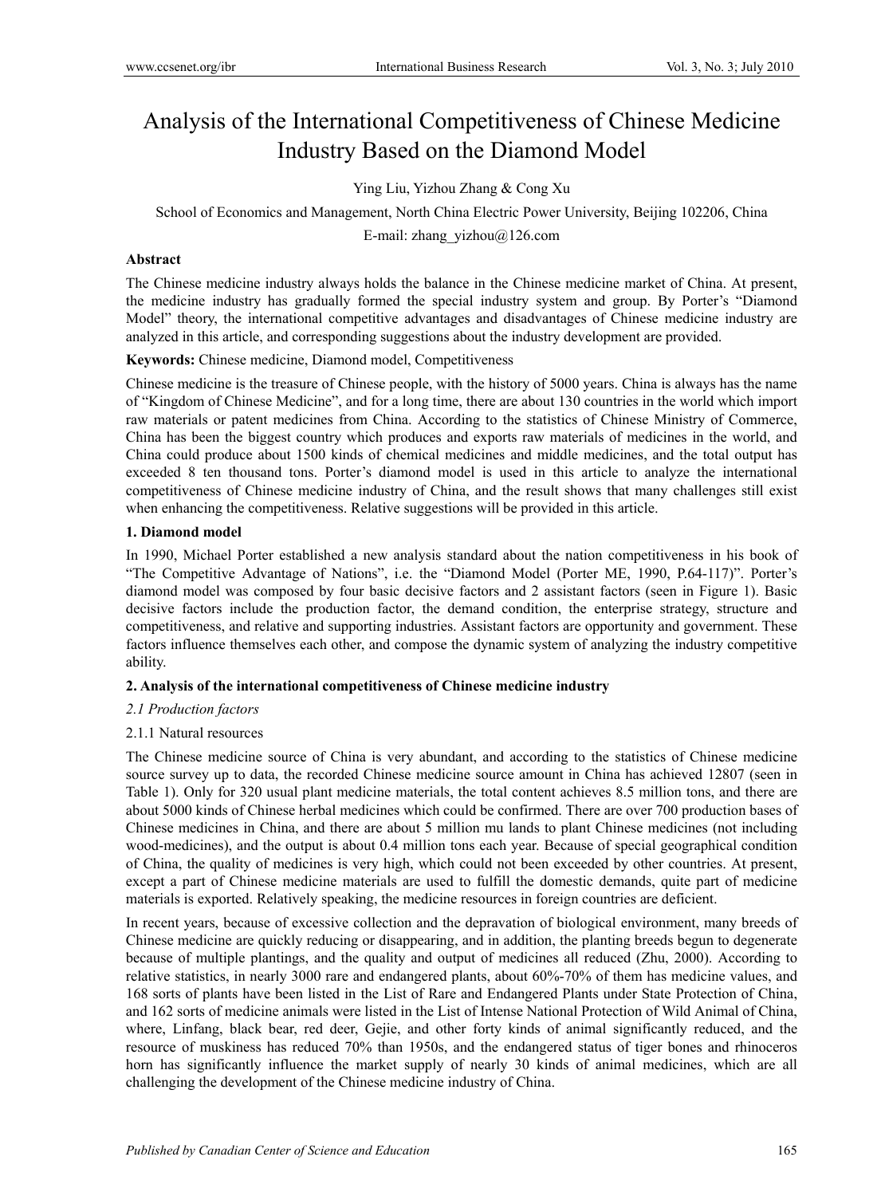# Analysis of the International Competitiveness of Chinese Medicine Industry Based on the Diamond Model

Ying Liu, Yizhou Zhang & Cong Xu

School of Economics and Management, North China Electric Power University, Beijing 102206, China

E-mail: zhang_yizhou@126.com

**Abstract**

The Chinese medicine industry always holds the balance in the Chinese medicine market of China. At present, the medicine industry has gradually formed the special industry system and group. By Porter's "Diamond Model" theory, the international competitive advantages and disadvantages of Chinese medicine industry are analyzed in this article, and corresponding suggestions about the industry development are provided.

**Keywords:** Chinese medicine, Diamond model, Competitiveness

Chinese medicine is the treasure of Chinese people, with the history of 5000 years. China is always has the name of "Kingdom of Chinese Medicine", and for a long time, there are about 130 countries in the world which import raw materials or patent medicines from China. According to the statistics of Chinese Ministry of Commerce, China has been the biggest country which produces and exports raw materials of medicines in the world, and China could produce about 1500 kinds of chemical medicines and middle medicines, and the total output has exceeded 8 ten thousand tons. Porter's diamond model is used in this article to analyze the international competitiveness of Chinese medicine industry of China, and the result shows that many challenges still exist when enhancing the competitiveness. Relative suggestions will be provided in this article.

## 1. Diamond model

In 1990, Michael Porter established a new analysis standard about the nation competitiveness in his book of "The Competitive Advantage of Nations", i.e. the "Diamond Model (Porter ME, 1990, P.64-117)". Porter's diamond model was composed by four basic decisive factors and 2 assistant factors (seen in Figure 1). Basic decisive factors include the production factor, the demand condition, the enterprise strategy, structure and competitiveness, and relative and supporting industries. Assistant factors are opportunity and government. These factors influence themselves each other, and compose the dynamic system of analyzing the industry competitive ability.

## 2. Analysis of the international competitiveness of Chinese medicine industry

### *2.1 Production factors*

#### 2.1.1 Natural resources

The Chinese medicine source of China is very abundant, and according to the statistics of Chinese medicine source survey up to data, the recorded Chinese medicine source amount in China has achieved 12807 (seen in Table 1). Only for 320 usual plant medicine materials, the total content achieves 8.5 million tons, and there are about 5000 kinds of Chinese herbal medicines which could be confirmed. There are over 700 production bases of Chinese medicines in China, and there are about 5 million mu lands to plant Chinese medicines (not including wood-medicines), and the output is about 0.4 million tons each year. Because of special geographical condition of China, the quality of medicines is very high, which could not been exceeded by other countries. At present, except a part of Chinese medicine materials are used to fulfill the domestic demands, quite part of medicine materials is exported. Relatively speaking, the medicine resources in foreign countries are deficient.

In recent years, because of excessive collection and the depravation of biological environment, many breeds of Chinese medicine are quickly reducing or disappearing, and in addition, the planting breeds begun to degenerate because of multiple plantings, and the quality and output of medicines all reduced (Zhu, 2000). According to relative statistics, in nearly 3000 rare and endangered plants, about 60%-70% of them has medicine values, and 168 sorts of plants have been listed in the List of Rare and Endangered Plants under State Protection of China, and 162 sorts of medicine animals were listed in the List of Intense National Protection of Wild Animal of China, where, Linfang, black bear, red deer, Gejie, and other forty kinds of animal significantly reduced, and the resource of muskiness has reduced 70% than 1950s, and the endangered status of tiger bones and rhinoceros horn has significantly influence the market supply of nearly 30 kinds of animal medicines, which are all challenging the development of the Chinese medicine industry of China.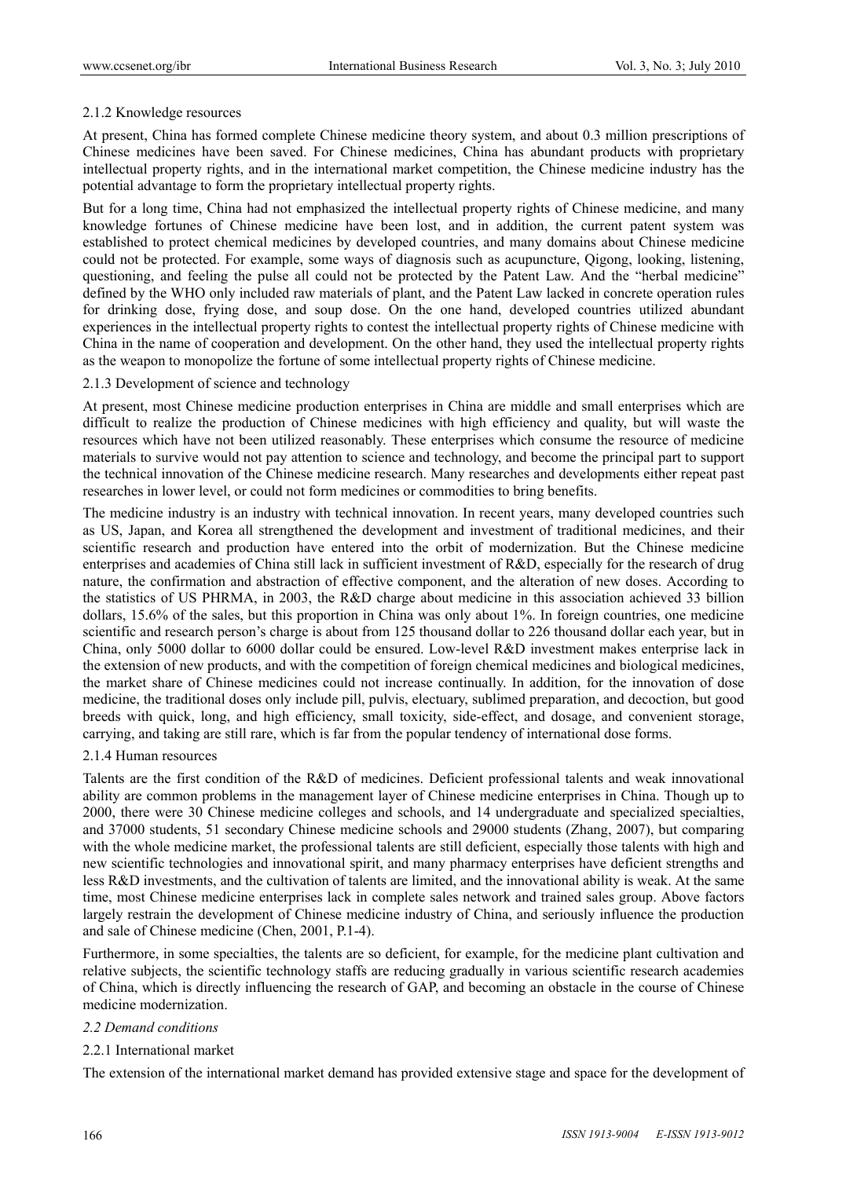#### 2.1.2 Knowledge resources

At present, China has formed complete Chinese medicine theory system, and about 0.3 million prescriptions of Chinese medicines have been saved. For Chinese medicines, China has abundant products with proprietary intellectual property rights, and in the international market competition, the Chinese medicine industry has the potential advantage to form the proprietary intellectual property rights.

But for a long time, China had not emphasized the intellectual property rights of Chinese medicine, and many knowledge fortunes of Chinese medicine have been lost, and in addition, the current patent system was established to protect chemical medicines by developed countries, and many domains about Chinese medicine could not be protected. For example, some ways of diagnosis such as acupuncture, Qigong, looking, listening, questioning, and feeling the pulse all could not be protected by the Patent Law. And the "herbal medicine" defined by the WHO only included raw materials of plant, and the Patent Law lacked in concrete operation rules for drinking dose, frying dose, and soup dose. On the one hand, developed countries utilized abundant experiences in the intellectual property rights to contest the intellectual property rights of Chinese medicine with China in the name of cooperation and development. On the other hand, they used the intellectual property rights as the weapon to monopolize the fortune of some intellectual property rights of Chinese medicine.

#### 2.1.3 Development of science and technology

At present, most Chinese medicine production enterprises in China are middle and small enterprises which are difficult to realize the production of Chinese medicines with high efficiency and quality, but will waste the resources which have not been utilized reasonably. These enterprises which consume the resource of medicine materials to survive would not pay attention to science and technology, and become the principal part to support the technical innovation of the Chinese medicine research. Many researches and developments either repeat past researches in lower level, or could not form medicines or commodities to bring benefits.

The medicine industry is an industry with technical innovation. In recent years, many developed countries such as US, Japan, and Korea all strengthened the development and investment of traditional medicines, and their scientific research and production have entered into the orbit of modernization. But the Chinese medicine enterprises and academies of China still lack in sufficient investment of R&D, especially for the research of drug nature, the confirmation and abstraction of effective component, and the alteration of new doses. According to the statistics of US PHRMA, in 2003, the R&D charge about medicine in this association achieved 33 billion dollars, 15.6% of the sales, but this proportion in China was only about 1%. In foreign countries, one medicine scientific and research person's charge is about from 125 thousand dollar to 226 thousand dollar each year, but in China, only 5000 dollar to 6000 dollar could be ensured. Low-level R&D investment makes enterprise lack in the extension of new products, and with the competition of foreign chemical medicines and biological medicines, the market share of Chinese medicines could not increase continually. In addition, for the innovation of dose medicine, the traditional doses only include pill, pulvis, electuary, sublimed preparation, and decoction, but good breeds with quick, long, and high efficiency, small toxicity, side-effect, and dosage, and convenient storage, carrying, and taking are still rare, which is far from the popular tendency of international dose forms.

#### 2.1.4 Human resources

Talents are the first condition of the R&D of medicines. Deficient professional talents and weak innovational ability are common problems in the management layer of Chinese medicine enterprises in China. Though up to 2000, there were 30 Chinese medicine colleges and schools, and 14 undergraduate and specialized specialties, and 37000 students, 51 secondary Chinese medicine schools and 29000 students (Zhang, 2007), but comparing with the whole medicine market, the professional talents are still deficient, especially those talents with high and new scientific technologies and innovational spirit, and many pharmacy enterprises have deficient strengths and less R&D investments, and the cultivation of talents are limited, and the innovational ability is weak. At the same time, most Chinese medicine enterprises lack in complete sales network and trained sales group. Above factors largely restrain the development of Chinese medicine industry of China, and seriously influence the production and sale of Chinese medicine (Chen, 2001, P.1-4).

Furthermore, in some specialties, the talents are so deficient, for example, for the medicine plant cultivation and relative subjects, the scientific technology staffs are reducing gradually in various scientific research academies of China, which is directly influencing the research of GAP, and becoming an obstacle in the course of Chinese medicine modernization.

### *2.2 Demand conditions*

#### 2.2.1 International market

The extension of the international market demand has provided extensive stage and space for the development of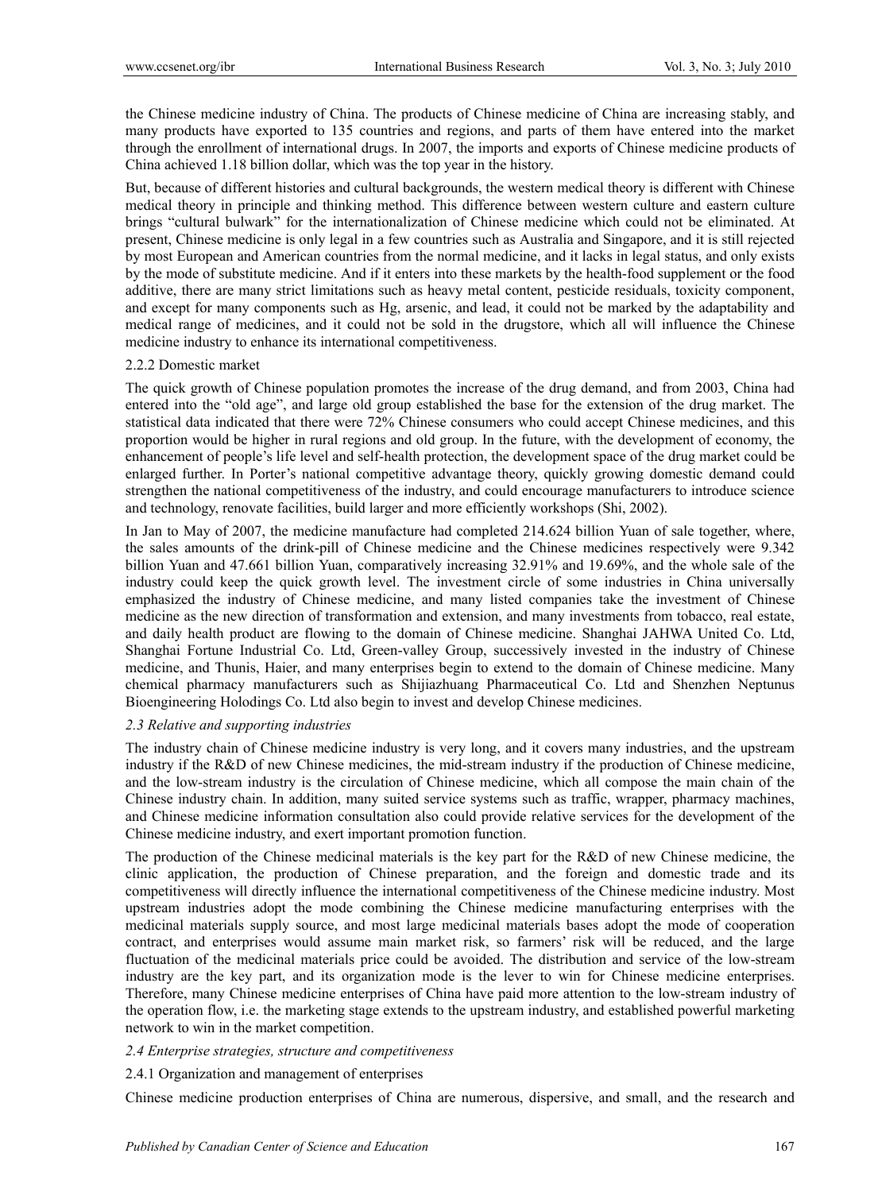the Chinese medicine industry of China. The products of Chinese medicine of China are increasing stably, and many products have exported to 135 countries and regions, and parts of them have entered into the market through the enrollment of international drugs. In 2007, the imports and exports of Chinese medicine products of China achieved 1.18 billion dollar, which was the top year in the history.

But, because of different histories and cultural backgrounds, the western medical theory is different with Chinese medical theory in principle and thinking method. This difference between western culture and eastern culture brings "cultural bulwark" for the internationalization of Chinese medicine which could not be eliminated. At present, Chinese medicine is only legal in a few countries such as Australia and Singapore, and it is still rejected by most European and American countries from the normal medicine, and it lacks in legal status, and only exists by the mode of substitute medicine. And if it enters into these markets by the health-food supplement or the food additive, there are many strict limitations such as heavy metal content, pesticide residuals, toxicity component, and except for many components such as Hg, arsenic, and lead, it could not be marked by the adaptability and medical range of medicines, and it could not be sold in the drugstore, which all will influence the Chinese medicine industry to enhance its international competitiveness.

#### 2.2.2 Domestic market

The quick growth of Chinese population promotes the increase of the drug demand, and from 2003, China had entered into the "old age", and large old group established the base for the extension of the drug market. The statistical data indicated that there were 72% Chinese consumers who could accept Chinese medicines, and this proportion would be higher in rural regions and old group. In the future, with the development of economy, the enhancement of people's life level and self-health protection, the development space of the drug market could be enlarged further. In Porter's national competitive advantage theory, quickly growing domestic demand could strengthen the national competitiveness of the industry, and could encourage manufacturers to introduce science and technology, renovate facilities, build larger and more efficiently workshops (Shi, 2002).

In Jan to May of 2007, the medicine manufacture had completed 214.624 billion Yuan of sale together, where, the sales amounts of the drink-pill of Chinese medicine and the Chinese medicines respectively were 9.342 billion Yuan and 47.661 billion Yuan, comparatively increasing 32.91% and 19.69%, and the whole sale of the industry could keep the quick growth level. The investment circle of some industries in China universally emphasized the industry of Chinese medicine, and many listed companies take the investment of Chinese medicine as the new direction of transformation and extension, and many investments from tobacco, real estate, and daily health product are flowing to the domain of Chinese medicine. Shanghai JAHWA United Co. Ltd, Shanghai Fortune Industrial Co. Ltd, Green-valley Group, successively invested in the industry of Chinese medicine, and Thunis, Haier, and many enterprises begin to extend to the domain of Chinese medicine. Many chemical pharmacy manufacturers such as Shijiazhuang Pharmaceutical Co. Ltd and Shenzhen Neptunus Bioengineering Holodings Co. Ltd also begin to invest and develop Chinese medicines.

### *2.3 Relative and supporting industries*

The industry chain of Chinese medicine industry is very long, and it covers many industries, and the upstream industry if the R&D of new Chinese medicines, the mid-stream industry if the production of Chinese medicine, and the low-stream industry is the circulation of Chinese medicine, which all compose the main chain of the Chinese industry chain. In addition, many suited service systems such as traffic, wrapper, pharmacy machines, and Chinese medicine information consultation also could provide relative services for the development of the Chinese medicine industry, and exert important promotion function.

The production of the Chinese medicinal materials is the key part for the R&D of new Chinese medicine, the clinic application, the production of Chinese preparation, and the foreign and domestic trade and its competitiveness will directly influence the international competitiveness of the Chinese medicine industry. Most upstream industries adopt the mode combining the Chinese medicine manufacturing enterprises with the medicinal materials supply source, and most large medicinal materials bases adopt the mode of cooperation contract, and enterprises would assume main market risk, so farmers' risk will be reduced, and the large fluctuation of the medicinal materials price could be avoided. The distribution and service of the low-stream industry are the key part, and its organization mode is the lever to win for Chinese medicine enterprises. Therefore, many Chinese medicine enterprises of China have paid more attention to the low-stream industry of the operation flow, i.e. the marketing stage extends to the upstream industry, and established powerful marketing network to win in the market competition.

### *2.4 Enterprise strategies, structure and competitiveness*

#### 2.4.1 Organization and management of enterprises

Chinese medicine production enterprises of China are numerous, dispersive, and small, and the research and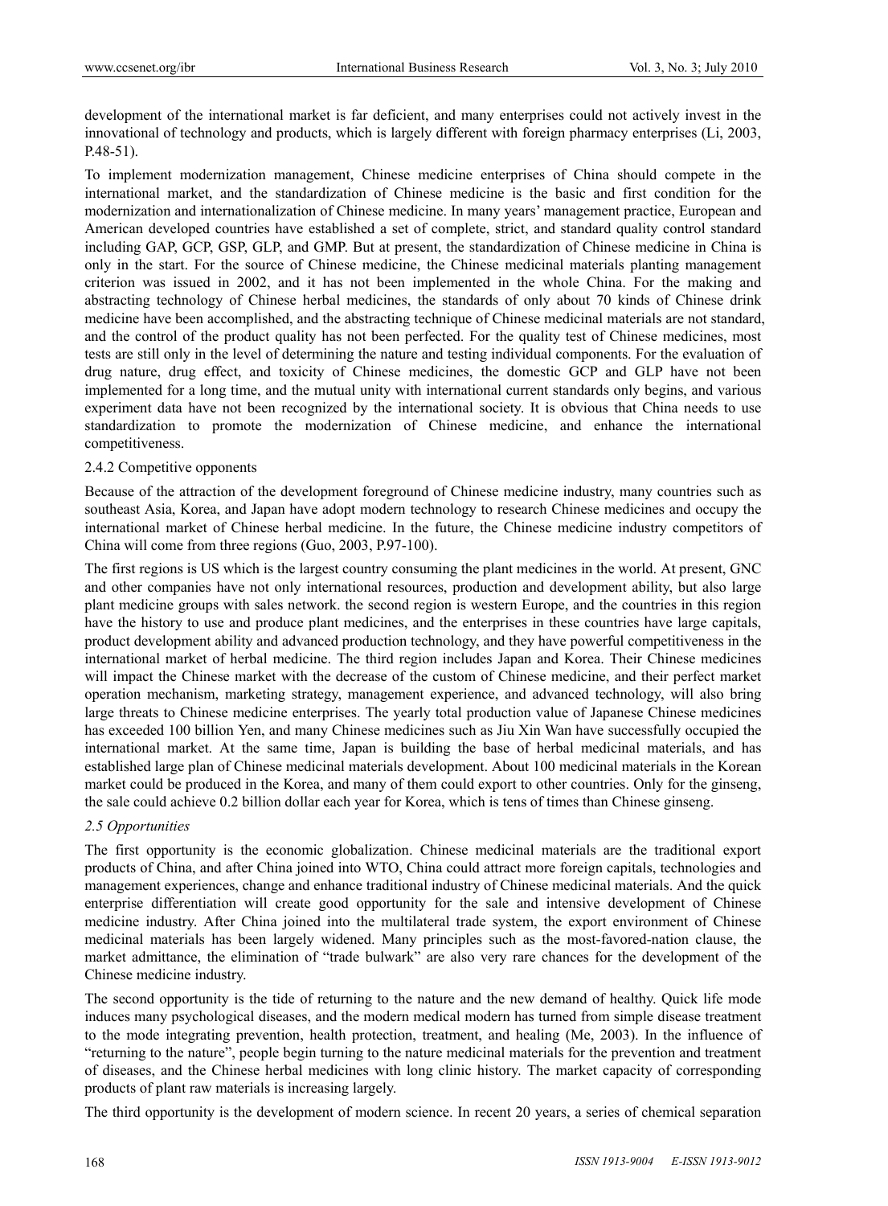development of the international market is far deficient, and many enterprises could not actively invest in the innovational of technology and products, which is largely different with foreign pharmacy enterprises (Li, 2003, P.48-51).

To implement modernization management, Chinese medicine enterprises of China should compete in the international market, and the standardization of Chinese medicine is the basic and first condition for the modernization and internationalization of Chinese medicine. In many years' management practice, European and American developed countries have established a set of complete, strict, and standard quality control standard including GAP, GCP, GSP, GLP, and GMP. But at present, the standardization of Chinese medicine in China is only in the start. For the source of Chinese medicine, the Chinese medicinal materials planting management criterion was issued in 2002, and it has not been implemented in the whole China. For the making and abstracting technology of Chinese herbal medicines, the standards of only about 70 kinds of Chinese drink medicine have been accomplished, and the abstracting technique of Chinese medicinal materials are not standard, and the control of the product quality has not been perfected. For the quality test of Chinese medicines, most tests are still only in the level of determining the nature and testing individual components. For the evaluation of drug nature, drug effect, and toxicity of Chinese medicines, the domestic GCP and GLP have not been implemented for a long time, and the mutual unity with international current standards only begins, and various experiment data have not been recognized by the international society. It is obvious that China needs to use standardization to promote the modernization of Chinese medicine, and enhance the international competitiveness.

#### 2.4.2 Competitive opponents

Because of the attraction of the development foreground of Chinese medicine industry, many countries such as southeast Asia, Korea, and Japan have adopt modern technology to research Chinese medicines and occupy the international market of Chinese herbal medicine. In the future, the Chinese medicine industry competitors of China will come from three regions (Guo, 2003, P.97-100).

The first regions is US which is the largest country consuming the plant medicines in the world. At present, GNC and other companies have not only international resources, production and development ability, but also large plant medicine groups with sales network. the second region is western Europe, and the countries in this region have the history to use and produce plant medicines, and the enterprises in these countries have large capitals, product development ability and advanced production technology, and they have powerful competitiveness in the international market of herbal medicine. The third region includes Japan and Korea. Their Chinese medicines will impact the Chinese market with the decrease of the custom of Chinese medicine, and their perfect market operation mechanism, marketing strategy, management experience, and advanced technology, will also bring large threats to Chinese medicine enterprises. The yearly total production value of Japanese Chinese medicines has exceeded 100 billion Yen, and many Chinese medicines such as Jiu Xin Wan have successfully occupied the international market. At the same time, Japan is building the base of herbal medicinal materials, and has established large plan of Chinese medicinal materials development. About 100 medicinal materials in the Korean market could be produced in the Korea, and many of them could export to other countries. Only for the ginseng, the sale could achieve 0.2 billion dollar each year for Korea, which is tens of times than Chinese ginseng.

### *2.5 Opportunities*

The first opportunity is the economic globalization. Chinese medicinal materials are the traditional export products of China, and after China joined into WTO, China could attract more foreign capitals, technologies and management experiences, change and enhance traditional industry of Chinese medicinal materials. And the quick enterprise differentiation will create good opportunity for the sale and intensive development of Chinese medicine industry. After China joined into the multilateral trade system, the export environment of Chinese medicinal materials has been largely widened. Many principles such as the most-favored-nation clause, the market admittance, the elimination of "trade bulwark" are also very rare chances for the development of the Chinese medicine industry.

The second opportunity is the tide of returning to the nature and the new demand of healthy. Quick life mode induces many psychological diseases, and the modern medical modern has turned from simple disease treatment to the mode integrating prevention, health protection, treatment, and healing (Me, 2003). In the influence of "returning to the nature", people begin turning to the nature medicinal materials for the prevention and treatment of diseases, and the Chinese herbal medicines with long clinic history. The market capacity of corresponding products of plant raw materials is increasing largely.

The third opportunity is the development of modern science. In recent 20 years, a series of chemical separation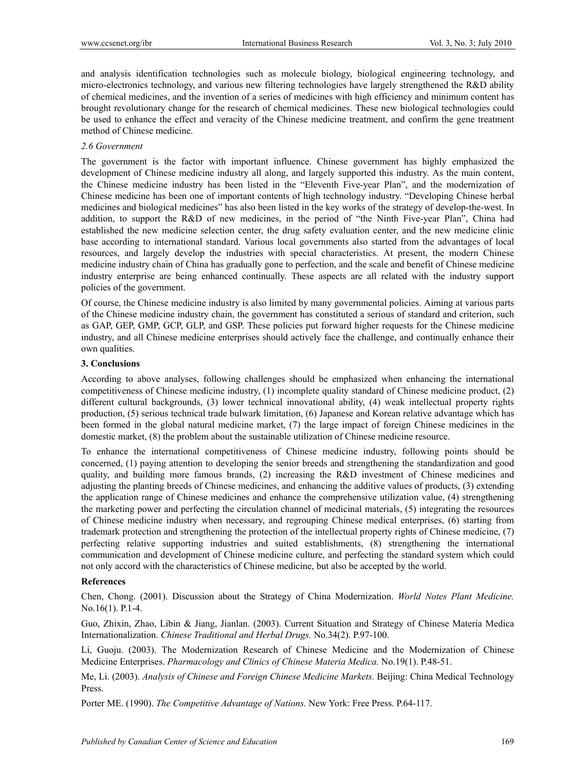and analysis identification technologies such as molecule biology, biological engineering technology, and micro-electronics technology, and various new filtering technologies have largely strengthened the R&D ability of chemical medicines, and the invention of a series of medicines with high efficiency and minimum content has brought revolutionary change for the research of chemical medicines. These new biological technologies could be used to enhance the effect and veracity of the Chinese medicine treatment, and confirm the gene treatment method of Chinese medicine.

### *2.6 Government*

The government is the factor with important influence. Chinese government has highly emphasized the development of Chinese medicine industry all along, and largely supported this industry. As the main content, the Chinese medicine industry has been listed in the "Eleventh Five-year Plan", and the modernization of Chinese medicine has been one of important contents of high technology industry. "Developing Chinese herbal medicines and biological medicines" has also been listed in the key works of the strategy of develop-the-west. In addition, to support the R&D of new medicines, in the period of "the Ninth Five-year Plan", China had established the new medicine selection center, the drug safety evaluation center, and the new medicine clinic base according to international standard. Various local governments also started from the advantages of local resources, and largely develop the industries with special characteristics. At present, the modern Chinese medicine industry chain of China has gradually gone to perfection, and the scale and benefit of Chinese medicine industry enterprise are being enhanced continually. These aspects are all related with the industry support policies of the government.

Of course, the Chinese medicine industry is also limited by many governmental policies. Aiming at various parts of the Chinese medicine industry chain, the government has constituted a serious of standard and criterion, such as GAP, GEP, GMP, GCP, GLP, and GSP. These policies put forward higher requests for the Chinese medicine industry, and all Chinese medicine enterprises should actively face the challenge, and continually enhance their own qualities.

## 3. Conclusions

According to above analyses, following challenges should be emphasized when enhancing the international competitiveness of Chinese medicine industry, (1) incomplete quality standard of Chinese medicine product, (2) different cultural backgrounds, (3) lower technical innovational ability, (4) weak intellectual property rights production, (5) serious technical trade bulwark limitation, (6) Japanese and Korean relative advantage which has been formed in the global natural medicine market, (7) the large impact of foreign Chinese medicines in the domestic market, (8) the problem about the sustainable utilization of Chinese medicine resource.

To enhance the international competitiveness of Chinese medicine industry, following points should be concerned, (1) paying attention to developing the senior breeds and strengthening the standardization and good quality, and building more famous brands, (2) increasing the R&D investment of Chinese medicines and adjusting the planting breeds of Chinese medicines, and enhancing the additive values of products, (3) extending the application range of Chinese medicines and enhance the comprehensive utilization value, (4) strengthening the marketing power and perfecting the circulation channel of medicinal materials, (5) integrating the resources of Chinese medicine industry when necessary, and regrouping Chinese medical enterprises, (6) starting from trademark protection and strengthening the protection of the intellectual property rights of Chinese medicine, (7) perfecting relative supporting industries and suited establishments, (8) strengthening the international communication and development of Chinese medicine culture, and perfecting the standard system which could not only accord with the characteristics of Chinese medicine, but also be accepted by the world.

## References

Chen, Chong. (2001). Discussion about the Strategy of China Modernization. *World Notes Plant Medicine.* No.16(1). P.1-4.

Guo, Zhixin, Zhao, Libin & Jiang, Jianlan. (2003). Current Situation and Strategy of Chinese Materia Medica Internationalization. *Chinese Traditional and Herbal Drugs.* No.34(2). P.97-100.

Li, Guoju. (2003). The Modernization Research of Chinese Medicine and the Modernization of Chinese Medicine Enterprises. *Pharmacology and Clinics of Chinese Materia Medica.* No.19(1). P.48-51.

Me, Li. (2003). *Analysis of Chinese and Foreign Chinese Medicine Markets.* Beijing: China Medical Technology Press.

Porter ME. (1990). *The Competitive Advantage of Nations.* New York: Free Press. P.64-117.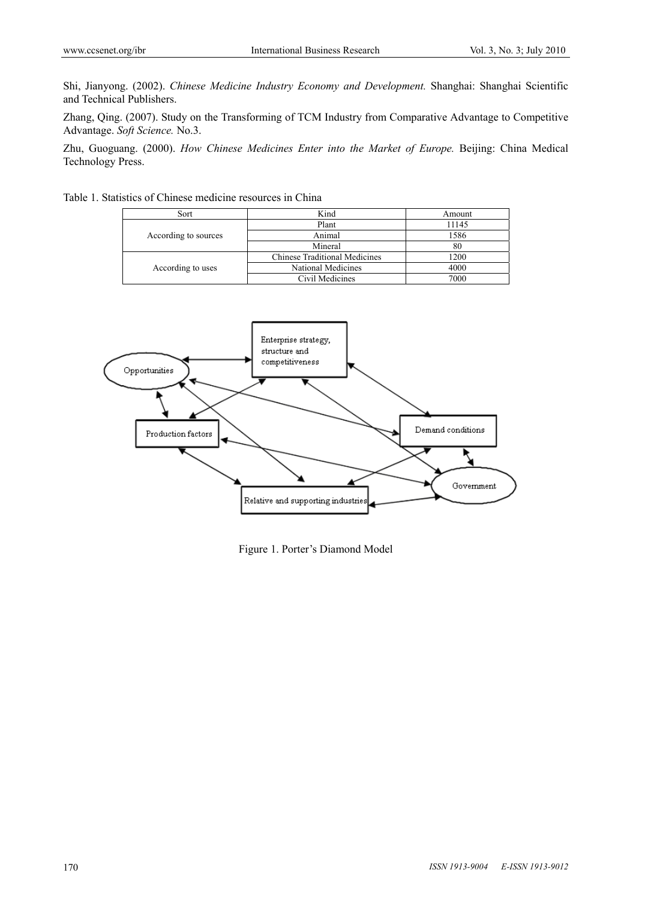Shi, Jianyong. (2002). *Chinese Medicine Industry Economy and Development.* Shanghai: Shanghai Scientific and Technical Publishers.

Zhang, Qing. (2007). Study on the Transforming of TCM Industry from Comparative Advantage to Competitive Advantage. *Soft Science.* No.3.

Zhu, Guoguang. (2000). *How Chinese Medicines Enter into the Market of Europe.* Beijing: China Medical Technology Press.

Table 1. Statistics of Chinese medicine resources in China

| Sort | Kind | Amount |
|---|---|---|
| According to sources | Plant | 11145 |
| | Animal | 1586 |
| | Mineral | 80 |
| According to uses | Chinese Traditional Medicines | 1200 |
| | National Medicines | 4000 |
| | Civil Medicines | 7000 |

Enterprise strategy, structure and competitiveness

Opportunities

Production factors

Demand conditions

Government

Relative and supporting industries

Figure 1. Porter's Diamond Model